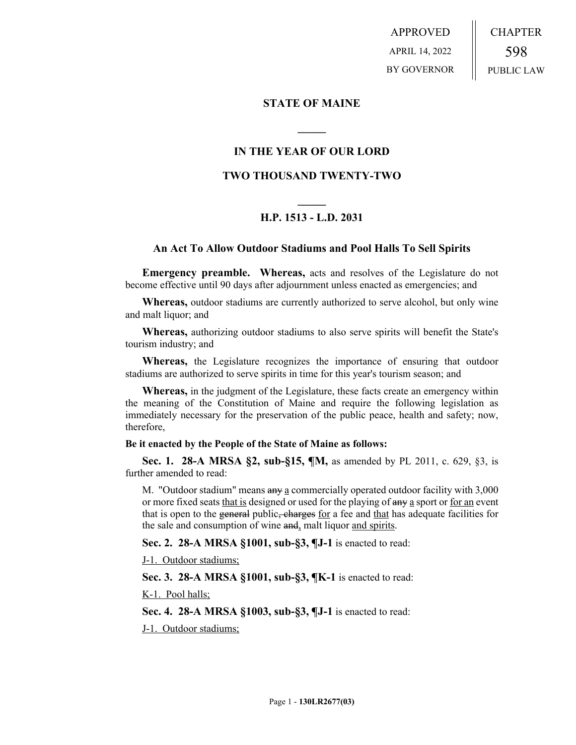APPROVED
APRIL 14, 2022
BY GOVERNOR

CHAPTER
598
PUBLIC LAW

## STATE OF MAINE

## IN THE YEAR OF OUR LORD

## TWO THOUSAND TWENTY-TWO

## H.P. 1513 - L.D. 2031

### An Act To Allow Outdoor Stadiums and Pool Halls To Sell Spirits

**Emergency preamble. Whereas,** acts and resolves of the Legislature do not become effective until 90 days after adjournment unless enacted as emergencies; and

**Whereas,** outdoor stadiums are currently authorized to serve alcohol, but only wine and malt liquor; and

**Whereas,** authorizing outdoor stadiums to also serve spirits will benefit the State's tourism industry; and

**Whereas,** the Legislature recognizes the importance of ensuring that outdoor stadiums are authorized to serve spirits in time for this year's tourism season; and

**Whereas,** in the judgment of the Legislature, these facts create an emergency within the meaning of the Constitution of Maine and require the following legislation as immediately necessary for the preservation of the public peace, health and safety; now, therefore,

**Be it enacted by the People of the State of Maine as follows:**

**Sec. 1. 28-A MRSA §2, sub-§15, ¶M,** as amended by PL 2011, c. 629, §3, is further amended to read:

M. "Outdoor stadium" means ~~any~~ <u>a</u> commercially operated outdoor facility with 3,000 or more fixed seats <u>that is</u> designed or used for the playing of ~~any~~ <u>a</u> sport or <u>for an</u> event that is open to the ~~general~~ public~~, charges~~ <u>for</u> a fee and <u>that</u> has adequate facilities for the sale and consumption of wine ~~and~~<u>,</u> malt liquor <u>and spirits</u>.

**Sec. 2. 28-A MRSA §1001, sub-§3, ¶J-1** is enacted to read:

<u>J-1. Outdoor stadiums;</u>

**Sec. 3. 28-A MRSA §1001, sub-§3, ¶K-1** is enacted to read:

<u>K-1. Pool halls;</u>

**Sec. 4. 28-A MRSA §1003, sub-§3, ¶J-1** is enacted to read:

<u>J-1. Outdoor stadiums;</u>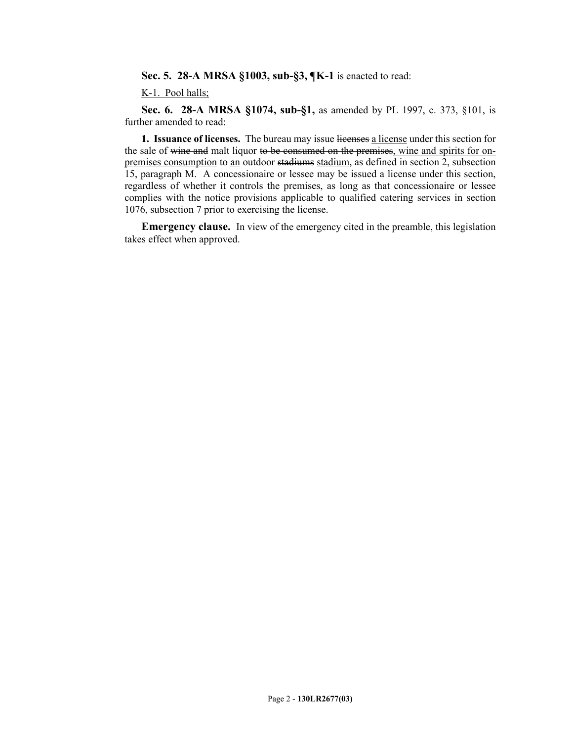**Sec. 5. 28-A MRSA §1003, sub-§3, ¶K-1** is enacted to read:

<u>K-1. Pool halls;</u>

**Sec. 6. 28-A MRSA §1074, sub-§1,** as amended by PL 1997, c. 373, §101, is further amended to read:

**1. Issuance of licenses.** The bureau may issue ~~licenses~~ <u>a license</u> under this section for the sale of ~~wine and~~ malt liquor ~~to be consumed on the premises~~<u>, wine and spirits for on-premises consumption</u> to <u>an</u> outdoor ~~stadiums~~ <u>stadium</u>, as defined in section 2, subsection 15, paragraph M. A concessionaire or lessee may be issued a license under this section, regardless of whether it controls the premises, as long as that concessionaire or lessee complies with the notice provisions applicable to qualified catering services in section 1076, subsection 7 prior to exercising the license.

**Emergency clause.** In view of the emergency cited in the preamble, this legislation takes effect when approved.